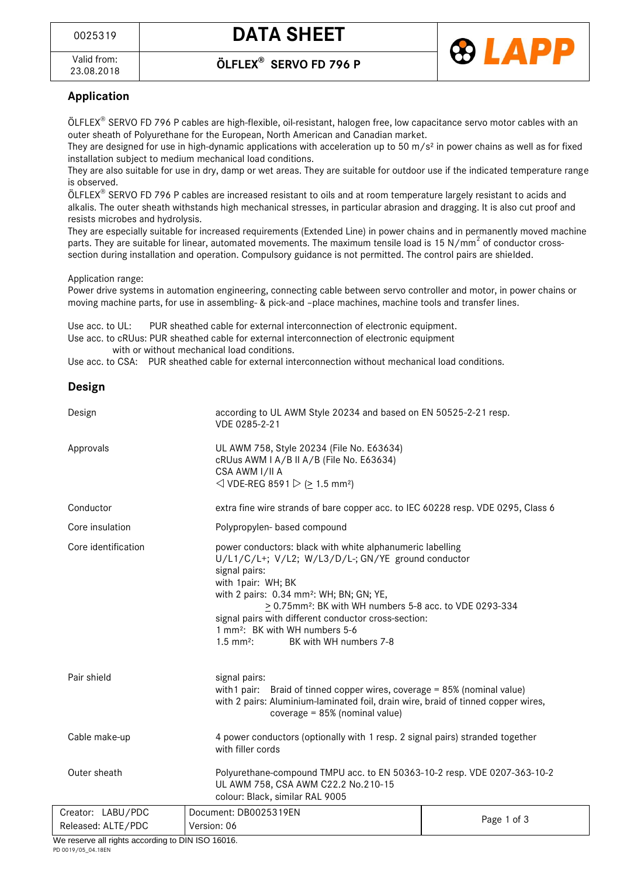| 0025319 | **DATA SHEET** | LAPP |
|---|---|---|
| Valid from: 23.08.2018 | **ÖLFLEX® SERVO FD 796 P** | |

## Application

ÖLFLEX® SERVO FD 796 P cables are high-flexible, oil-resistant, halogen free, low capacitance servo motor cables with an outer sheath of Polyurethane for the European, North American and Canadian market.
They are designed for use in high-dynamic applications with acceleration up to 50 m/s² in power chains as well as for fixed installation subject to medium mechanical load conditions.
They are also suitable for use in dry, damp or wet areas. They are suitable for outdoor use if the indicated temperature range is observed.
ÖLFLEX® SERVO FD 796 P cables are increased resistant to oils and at room temperature largely resistant to acids and alkalis. The outer sheath withstands high mechanical stresses, in particular abrasion and dragging. It is also cut proof and resists microbes and hydrolysis.
They are especially suitable for increased requirements (Extended Line) in power chains and in permanently moved machine parts. They are suitable for linear, automated movements. The maximum tensile load is 15 N/mm² of conductor cross-section during installation and operation. Compulsory guidance is not permitted. The control pairs are shielded.

Application range:
Power drive systems in automation engineering, connecting cable between servo controller and motor, in power chains or moving machine parts, for use in assembling- & pick-and –place machines, machine tools and transfer lines.

Use acc. to UL: PUR sheathed cable for external interconnection of electronic equipment.
Use acc. to cRUus: PUR sheathed cable for external interconnection of electronic equipment with or without mechanical load conditions.
Use acc. to CSA: PUR sheathed cable for external interconnection without mechanical load conditions.

## Design

| | |
|---|---|
| Design | according to UL AWM Style 20234 and based on EN 50525-2-21 resp. VDE 0285-2-21 |
| Approvals | UL AWM 758, Style 20234 (File No. E63634)<br>cRUus AWM I A/B II A/B (File No. E63634)<br>CSA AWM I/II A<br>◁ VDE-REG 8591 ▷ (≥ 1.5 mm²) |
| Conductor | extra fine wire strands of bare copper acc. to IEC 60228 resp. VDE 0295, Class 6 |
| Core insulation | Polypropylen- based compound |
| Core identification | power conductors: black with white alphanumeric labelling<br>U/L1/C/L+; V/L2; W/L3/D/L-; GN/YE ground conductor<br>signal pairs:<br>with 1pair: WH; BK<br>with 2 pairs: 0.34 mm²: WH; BN; GN; YE,<br>≥ 0.75mm²: BK with WH numbers 5-8 acc. to VDE 0293-334<br>signal pairs with different conductor cross-section:<br>1 mm²: BK with WH numbers 5-6<br>1.5 mm²: BK with WH numbers 7-8 |
| Pair shield | signal pairs:<br>with1 pair: Braid of tinned copper wires, coverage = 85% (nominal value)<br>with 2 pairs: Aluminium-laminated foil, drain wire, braid of tinned copper wires, coverage = 85% (nominal value) |
| Cable make-up | 4 power conductors (optionally with 1 resp. 2 signal pairs) stranded together with filler cords |
| Outer sheath | Polyurethane-compound TMPU acc. to EN 50363-10-2 resp. VDE 0207-363-10-2<br>UL AWM 758, CSA AWM C22.2 No.210-15<br>colour: Black, similar RAL 9005 |

| | |
|---|---|
| Creator: LABU/PDC | Document: DB0025319EN |
| Released: ALTE/PDC | Version: 06 |

We reserve all rights according to DIN ISO 16016.
PD 0019/05_04.18EN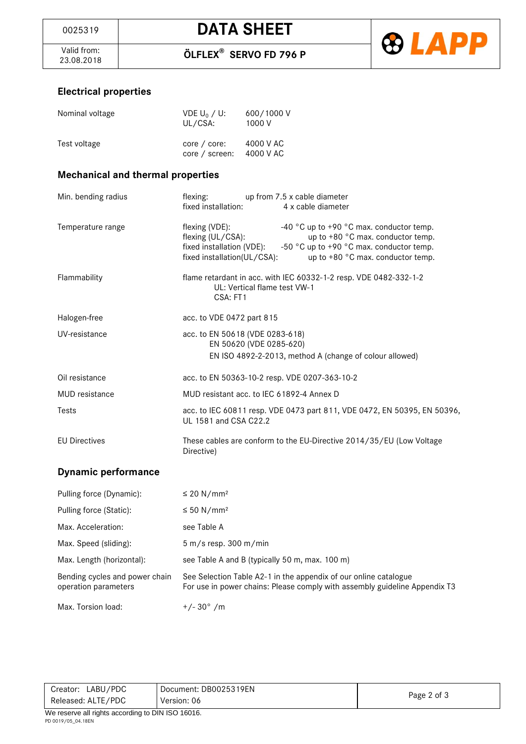| 0025319 | **DATA SHEET** |
|---|---|
| Valid from: 23.08.2018 | **ÖLFLEX® SERVO FD 796 P** |

## Electrical properties

| | | |
|---|---|---|
| Nominal voltage | VDE $U_0$ / U:<br>UL/CSA: | 600/1000 V<br>1000 V |
| Test voltage | core / core:<br>core / screen: | 4000 V AC<br>4000 V AC |

## Mechanical and thermal properties

| | |
|---|---|
| Min. bending radius | flexing: up from 7.5 x cable diameter<br>fixed installation: 4 x cable diameter |
| Temperature range | flexing (VDE): -40 °C up to +90 °C max. conductor temp.<br>flexing (UL/CSA): up to +80 °C max. conductor temp.<br>fixed installation (VDE): -50 °C up to +90 °C max. conductor temp.<br>fixed installation(UL/CSA): up to +80 °C max. conductor temp. |
| Flammability | flame retardant in acc. with IEC 60332-1-2 resp. VDE 0482-332-1-2<br>UL: Vertical flame test VW-1<br>CSA: FT1 |
| Halogen-free | acc. to VDE 0472 part 815 |
| UV-resistance | acc. to EN 50618 (VDE 0283-618)<br>EN 50620 (VDE 0285-620)<br>EN ISO 4892-2-2013, method A (change of colour allowed) |
| Oil resistance | acc. to EN 50363-10-2 resp. VDE 0207-363-10-2 |
| MUD resistance | MUD resistant acc. to IEC 61892-4 Annex D |
| Tests | acc. to IEC 60811 resp. VDE 0473 part 811, VDE 0472, EN 50395, EN 50396, UL 1581 and CSA C22.2 |
| EU Directives | These cables are conform to the EU-Directive 2014/35/EU (Low Voltage Directive) |

## Dynamic performance

| | |
|---|---|
| Pulling force (Dynamic): | ≤ 20 N/mm² |
| Pulling force (Static): | ≤ 50 N/mm² |
| Max. Acceleration: | see Table A |
| Max. Speed (sliding): | 5 m/s resp. 300 m/min |
| Max. Length (horizontal): | see Table A and B (typically 50 m, max. 100 m) |
| Bending cycles and power chain operation parameters | See Selection Table A2-1 in the appendix of our online catalogue<br>For use in power chains: Please comply with assembly guideline Appendix T3 |
| Max. Torsion load: | +/- 30° /m |

| Creator: LABU/PDC<br>Released: ALTE/PDC | Document: DB0025319EN<br>Version: 06 |
|---|---|

We reserve all rights according to DIN ISO 16016.

PD 0019/05_04.18EN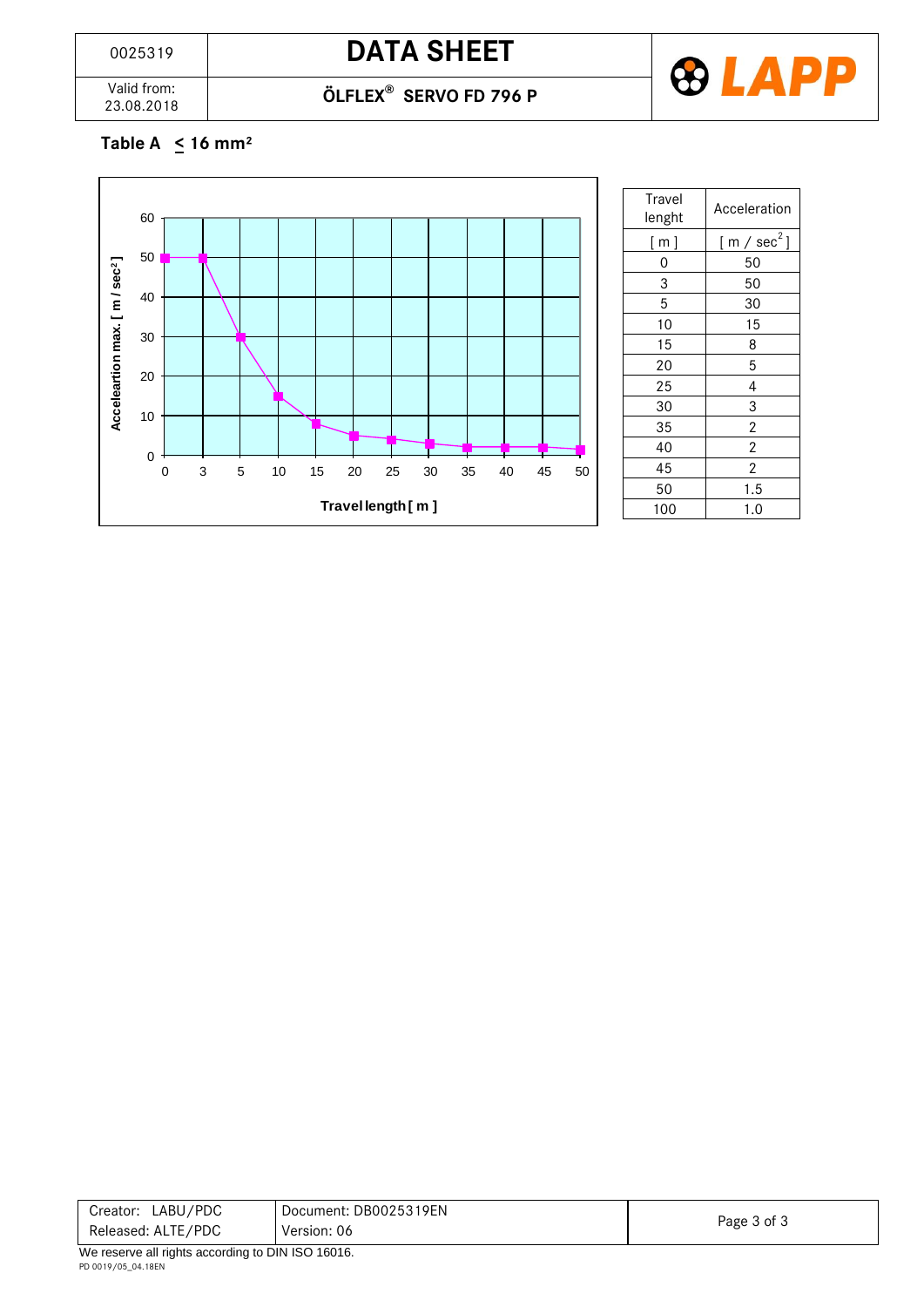## Table A $\leq$ 16 mm²

60
50
40
30
20
10
0

Acceleartion max. [ m / sec² ]

0 3 5 10 15 20 25 30 35 40 45 50

Travel length [ m ]

| Travel lenght | Acceleration |
|---|---|
| [ m ] | [ m / sec$^2$ ] |
| 0 | 50 |
| 3 | 50 |
| 5 | 30 |
| 10 | 15 |
| 15 | 8 |
| 20 | 5 |
| 25 | 4 |
| 30 | 3 |
| 35 | 2 |
| 40 | 2 |
| 45 | 2 |
| 50 | 1.5 |
| 100 | 1.0 |